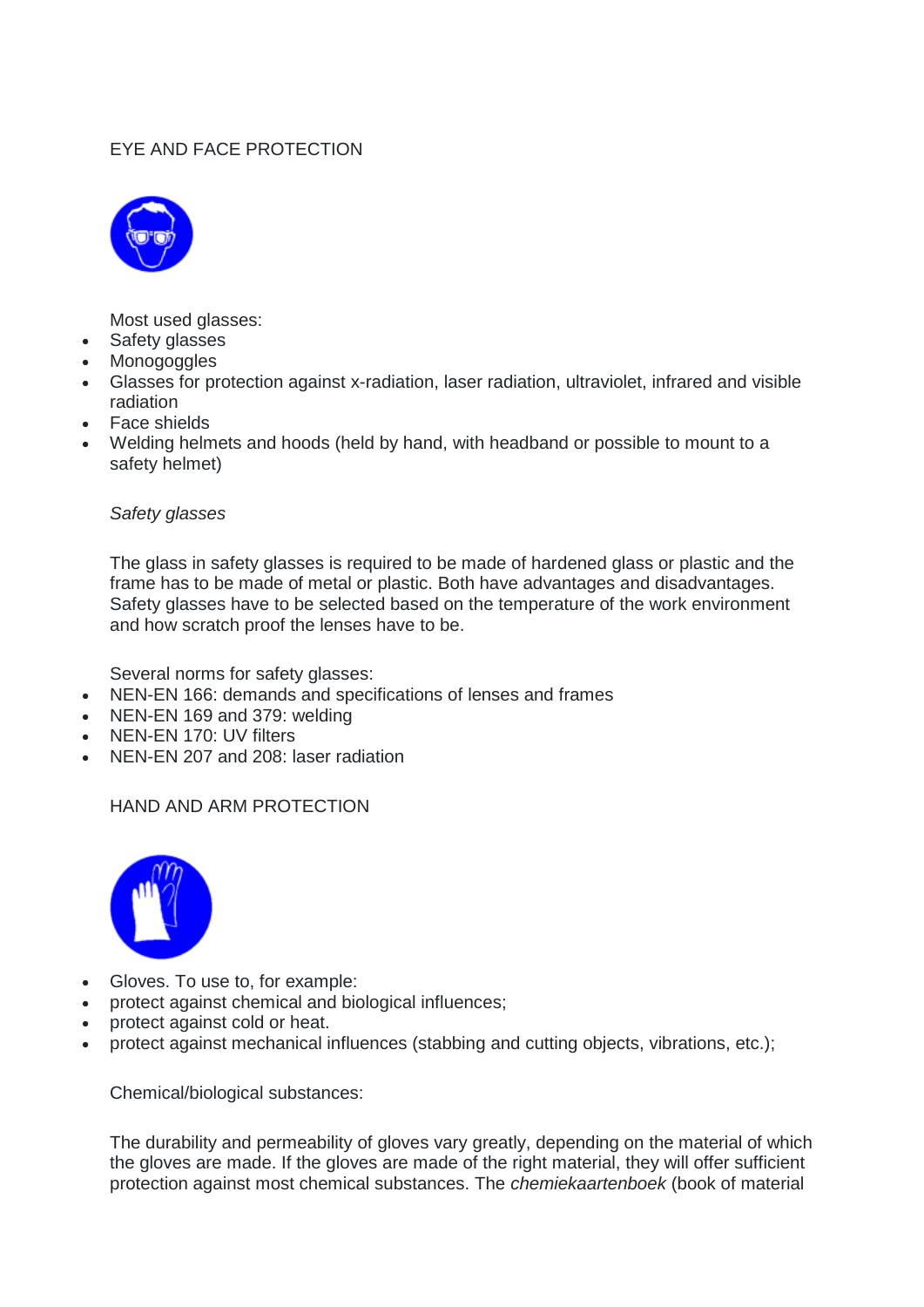## EYE AND FACE PROTECTION

Most used glasses:

- Safety glasses
- Monogoggles
- Glasses for protection against x-radiation, laser radiation, ultraviolet, infrared and visible radiation
- Face shields
- Welding helmets and hoods (held by hand, with headband or possible to mount to a safety helmet)

*Safety glasses*

The glass in safety glasses is required to be made of hardened glass or plastic and the frame has to be made of metal or plastic. Both have advantages and disadvantages. Safety glasses have to be selected based on the temperature of the work environment and how scratch proof the lenses have to be.

Several norms for safety glasses:

- NEN-EN 166: demands and specifications of lenses and frames
- NEN-EN 169 and 379: welding
- NEN-EN 170: UV filters
- NEN-EN 207 and 208: laser radiation

## HAND AND ARM PROTECTION

- Gloves. To use to, for example:
- protect against chemical and biological influences;
- protect against cold or heat.
- protect against mechanical influences (stabbing and cutting objects, vibrations, etc.);

Chemical/biological substances:

The durability and permeability of gloves vary greatly, depending on the material of which the gloves are made. If the gloves are made of the right material, they will offer sufficient protection against most chemical substances. The *chemiekaartenboek* (book of material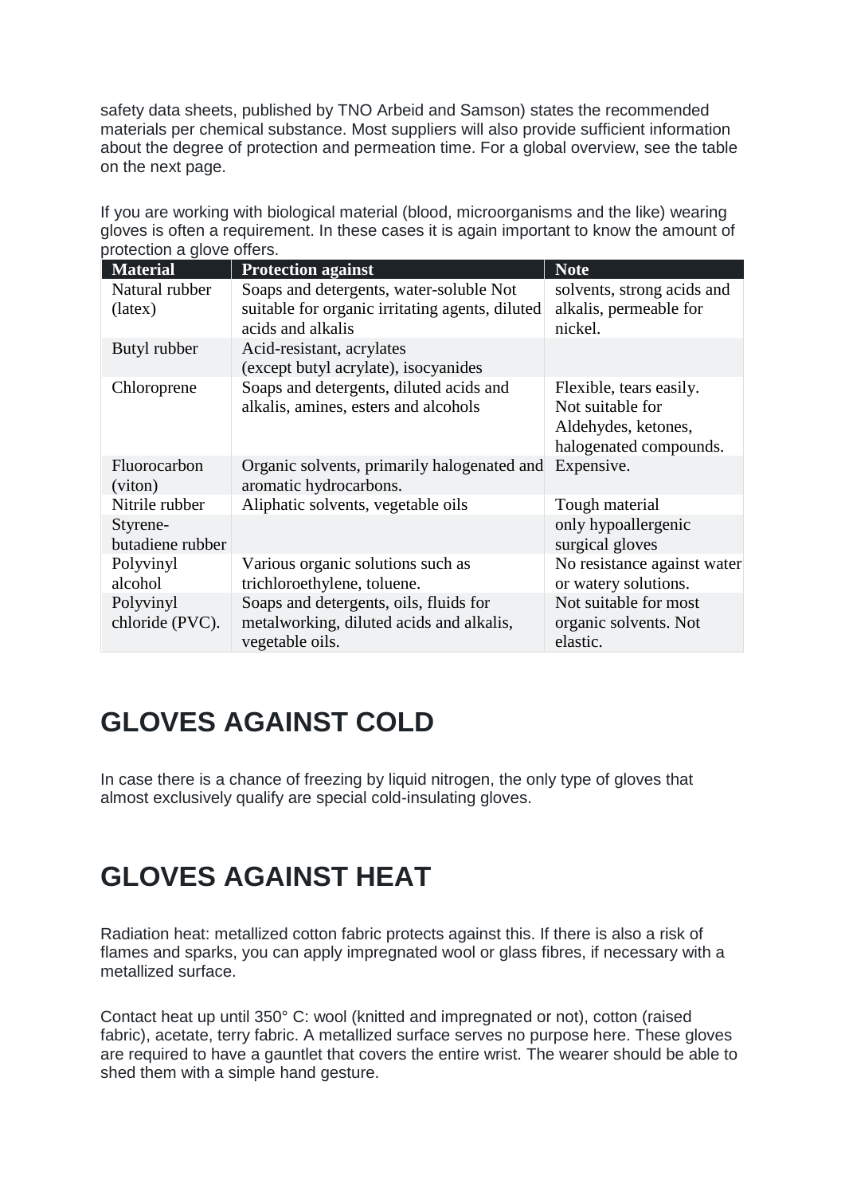safety data sheets, published by TNO Arbeid and Samson) states the recommended materials per chemical substance. Most suppliers will also provide sufficient information about the degree of protection and permeation time. For a global overview, see the table on the next page.

If you are working with biological material (blood, microorganisms and the like) wearing gloves is often a requirement. In these cases it is again important to know the amount of protection a glove offers.

| Material | Protection against | Note |
| --- | --- | --- |
| Natural rubber (latex) | Soaps and detergents, water-soluble Not suitable for organic irritating agents, diluted acids and alkalis | solvents, strong acids and alkalis, permeable for nickel. |
| Butyl rubber | Acid-resistant, acrylates (except butyl acrylate), isocyanides | |
| Chloroprene | Soaps and detergents, diluted acids and alkalis, amines, esters and alcohols | Flexible, tears easily. Not suitable for Aldehydes, ketones, halogenated compounds. |
| Fluorocarbon (viton) | Organic solvents, primarily halogenated and aromatic hydrocarbons. | Expensive. |
| Nitrile rubber | Aliphatic solvents, vegetable oils | Tough material |
| Styrene-butadiene rubber | | only hypoallergenic surgical gloves |
| Polyvinyl alcohol | Various organic solutions such as trichloroethylene, toluene. | No resistance against water or watery solutions. |
| Polyvinyl chloride (PVC). | Soaps and detergents, oils, fluids for metalworking, diluted acids and alkalis, vegetable oils. | Not suitable for most organic solvents. Not elastic. |

# GLOVES AGAINST COLD

In case there is a chance of freezing by liquid nitrogen, the only type of gloves that almost exclusively qualify are special cold-insulating gloves.

# GLOVES AGAINST HEAT

Radiation heat: metallized cotton fabric protects against this. If there is also a risk of flames and sparks, you can apply impregnated wool or glass fibres, if necessary with a metallized surface.

Contact heat up until 350° C: wool (knitted and impregnated or not), cotton (raised fabric), acetate, terry fabric. A metallized surface serves no purpose here. These gloves are required to have a gauntlet that covers the entire wrist. The wearer should be able to shed them with a simple hand gesture.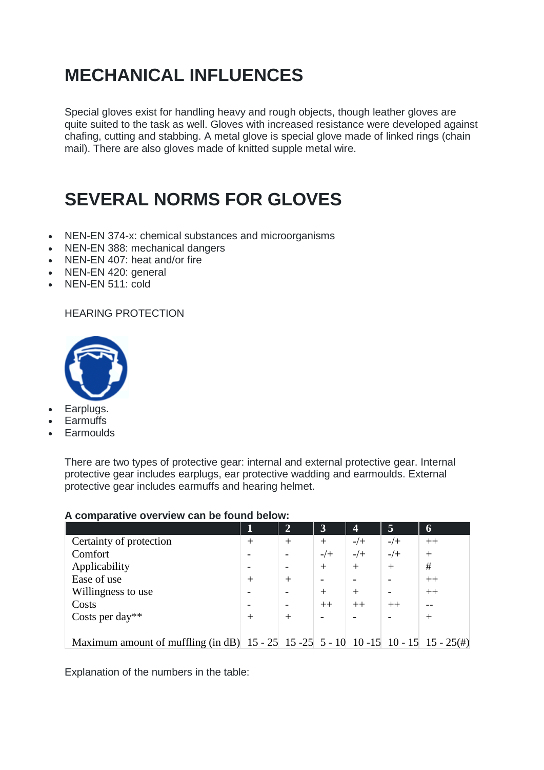# MECHANICAL INFLUENCES

Special gloves exist for handling heavy and rough objects, though leather gloves are quite suited to the task as well. Gloves with increased resistance were developed against chafing, cutting and stabbing. A metal glove is special glove made of linked rings (chain mail). There are also gloves made of knitted supple metal wire.

# SEVERAL NORMS FOR GLOVES

- NEN-EN 374-x: chemical substances and microorganisms
- NEN-EN 388: mechanical dangers
- NEN-EN 407: heat and/or fire
- NEN-EN 420: general
- NEN-EN 511: cold

HEARING PROTECTION

- Earplugs.
- Earmuffs
- Earmoulds

There are two types of protective gear: internal and external protective gear. Internal protective gear includes earplugs, ear protective wadding and earmoulds. External protective gear includes earmuffs and hearing helmet.

**A comparative overview can be found below:**

| | 1 | 2 | 3 | 4 | 5 | 6 |
|---|---|---|---|---|---|---|
| Certainty of protection | + | + | + | -/+ | -/+ | ++ |
| Comfort | - | - | -/+ | -/+ | -/+ | + |
| Applicability | - | - | + | + | + | # |
| Ease of use | + | + | - | - | - | ++ |
| Willingness to use | - | - | + | + | - | ++ |
| Costs | - | - | ++ | ++ | ++ | -- |
| Costs per day** | + | + | - | - | - | + |
| Maximum amount of muffling (in dB) | 15 - 25 | 15 -25 | 5 - 10 | 10 -15 | 10 - 15 | 15 - 25(#) |

Explanation of the numbers in the table: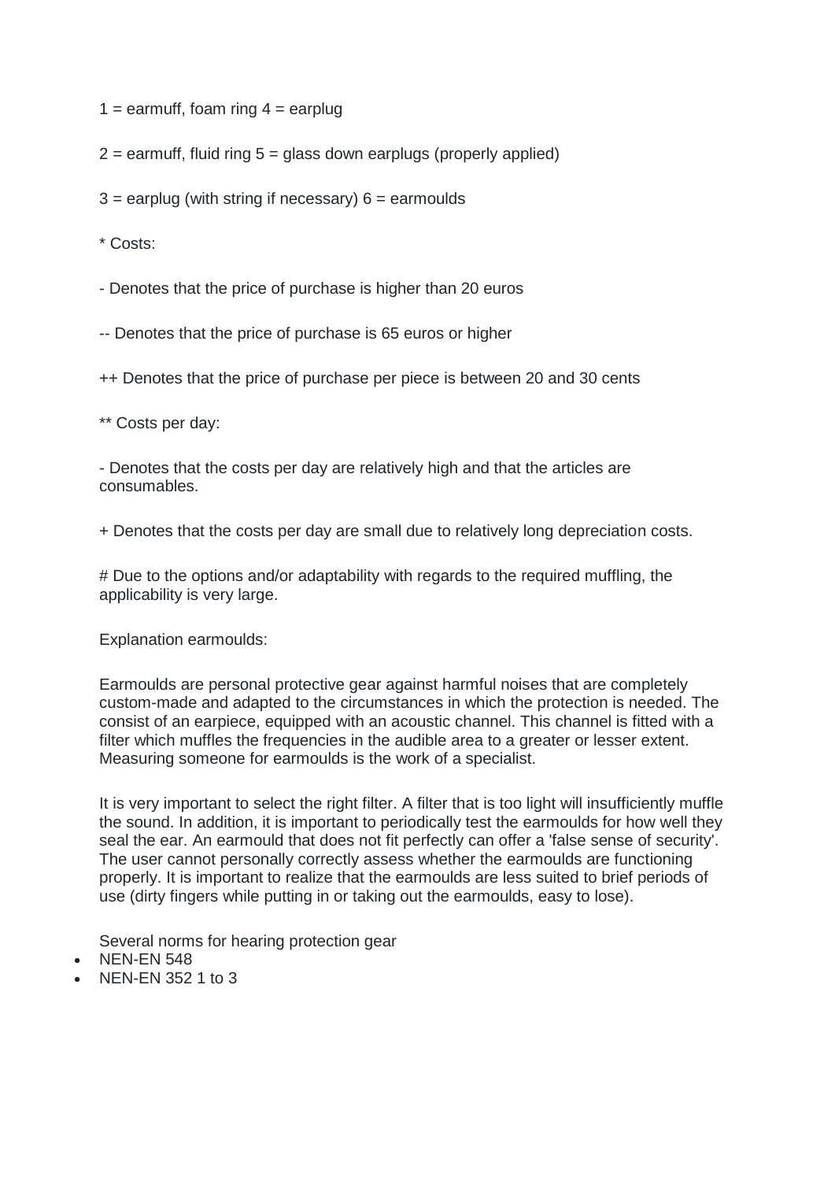1 = earmuff, foam ring 4 = earplug

2 = earmuff, fluid ring 5 = glass down earplugs (properly applied)

3 = earplug (with string if necessary) 6 = earmoulds

* Costs:

- Denotes that the price of purchase is higher than 20 euros

-- Denotes that the price of purchase is 65 euros or higher

++ Denotes that the price of purchase per piece is between 20 and 30 cents

** Costs per day:

- Denotes that the costs per day are relatively high and that the articles are consumables.

+ Denotes that the costs per day are small due to relatively long depreciation costs.

# Due to the options and/or adaptability with regards to the required muffling, the applicability is very large.

Explanation earmoulds:

Earmoulds are personal protective gear against harmful noises that are completely custom-made and adapted to the circumstances in which the protection is needed. The consist of an earpiece, equipped with an acoustic channel. This channel is fitted with a filter which muffles the frequencies in the audible area to a greater or lesser extent. Measuring someone for earmoulds is the work of a specialist.

It is very important to select the right filter. A filter that is too light will insufficiently muffle the sound. In addition, it is important to periodically test the earmoulds for how well they seal the ear. An earmould that does not fit perfectly can offer a 'false sense of security'. The user cannot personally correctly assess whether the earmoulds are functioning properly. It is important to realize that the earmoulds are less suited to brief periods of use (dirty fingers while putting in or taking out the earmoulds, easy to lose).

Several norms for hearing protection gear

- NEN-EN 548
- NEN-EN 352 1 to 3